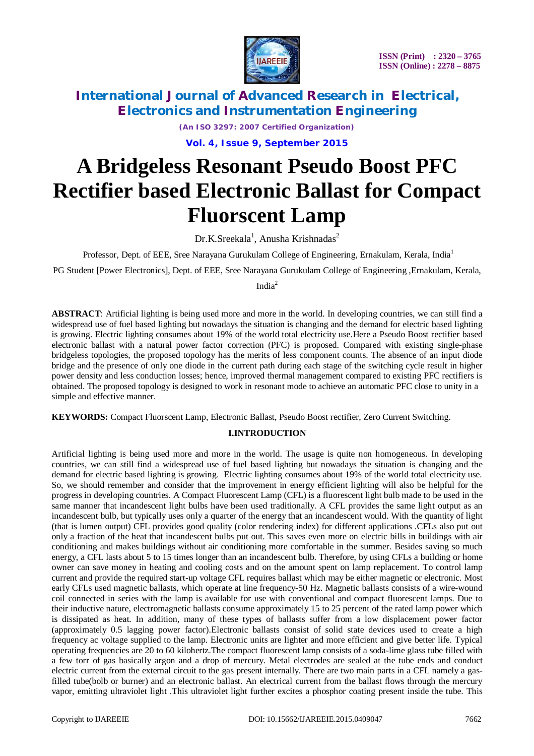# A Bridgeless Resonant Pseudo Boost PFC Rectifier based Electronic Ballast for Compact Fluorscent Lamp

Dr.K.Sreekala[1], Anusha Krishnadas[2]

Professor, Dept. of EEE, Sree Narayana Gurukulam College of Engineering, Ernakulam, Kerala, India[1]

PG Student [Power Electronics], Dept. of EEE, Sree Narayana Gurukulam College of Engineering ,Ernakulam, Kerala, India[2]

**ABSTRACT**: Artificial lighting is being used more and more in the world. In developing countries, we can still find a widespread use of fuel based lighting but nowadays the situation is changing and the demand for electric based lighting is growing. Electric lighting consumes about 19% of the world total electricity use.Here a Pseudo Boost rectifier based electronic ballast with a natural power factor correction (PFC) is proposed. Compared with existing single-phase bridgeless topologies, the proposed topology has the merits of less component counts. The absence of an input diode bridge and the presence of only one diode in the current path during each stage of the switching cycle result in higher power density and less conduction losses; hence, improved thermal management compared to existing PFC rectifiers is obtained. The proposed topology is designed to work in resonant mode to achieve an automatic PFC close to unity in a simple and effective manner.

**KEYWORDS:** Compact Fluorscent Lamp, Electronic Ballast, Pseudo Boost rectifier, Zero Current Switching.

## I.INTRODUCTION

Artificial lighting is being used more and more in the world. The usage is quite non homogeneous. In developing countries, we can still find a widespread use of fuel based lighting but nowadays the situation is changing and the demand for electric based lighting is growing. Electric lighting consumes about 19% of the world total electricity use. So, we should remember and consider that the improvement in energy efficient lighting will also be helpful for the progress in developing countries. A Compact Fluorescent Lamp (CFL) is a fluorescent light bulb made to be used in the same manner that incandescent light bulbs have been used traditionally. A CFL provides the same light output as an incandescent bulb, but typically uses only a quarter of the energy that an incandescent would. With the quantity of light (that is lumen output) CFL provides good quality (color rendering index) for different applications .CFLs also put out only a fraction of the heat that incandescent bulbs put out. This saves even more on electric bills in buildings with air conditioning and makes buildings without air conditioning more comfortable in the summer. Besides saving so much energy, a CFL lasts about 5 to 15 times longer than an incandescent bulb. Therefore, by using CFLs a building or home owner can save money in heating and cooling costs and on the amount spent on lamp replacement. To control lamp current and provide the required start-up voltage CFL requires ballast which may be either magnetic or electronic. Most early CFLs used magnetic ballasts, which operate at line frequency-50 Hz. Magnetic ballasts consists of a wire-wound coil connected in series with the lamp is available for use with conventional and compact fluorescent lamps. Due to their inductive nature, electromagnetic ballasts consume approximately 15 to 25 percent of the rated lamp power which is dissipated as heat. In addition, many of these types of ballasts suffer from a low displacement power factor (approximately 0.5 lagging power factor).Electronic ballasts consist of solid state devices used to create a high frequency ac voltage supplied to the lamp. Electronic units are lighter and more efficient and give better life. Typical operating frequencies are 20 to 60 kilohertz.The compact fluorescent lamp consists of a soda-lime glass tube filled with a few torr of gas basically argon and a drop of mercury. Metal electrodes are sealed at the tube ends and conduct electric current from the external circuit to the gas present internally. There are two main parts in a CFL namely a gas-filled tube(bolb or burner) and an electronic ballast. An electrical current from the ballast flows through the mercury vapor, emitting ultraviolet light .This ultraviolet light further excites a phosphor coating present inside the tube. This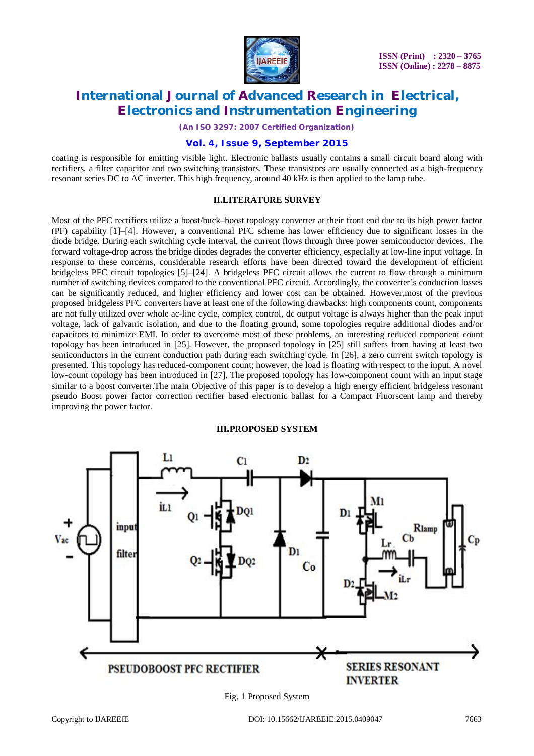coating is responsible for emitting visible light. Electronic ballasts usually contains a small circuit board along with rectifiers, a filter capacitor and two switching transistors. These transistors are usually connected as a high-frequency resonant series DC to AC inverter. This high frequency, around 40 kHz is then applied to the lamp tube.

## II.LITERATURE SURVEY

Most of the PFC rectifiers utilize a boost/buck–boost topology converter at their front end due to its high power factor (PF) capability [1]–[4]. However, a conventional PFC scheme has lower efficiency due to significant losses in the diode bridge. During each switching cycle interval, the current flows through three power semiconductor devices. The forward voltage-drop across the bridge diodes degrades the converter efficiency, especially at low-line input voltage. In response to these concerns, considerable research efforts have been directed toward the development of efficient bridgeless PFC circuit topologies [5]–[24]. A bridgeless PFC circuit allows the current to flow through a minimum number of switching devices compared to the conventional PFC circuit. Accordingly, the converter's conduction losses can be significantly reduced, and higher efficiency and lower cost can be obtained. However,most of the previous proposed bridgeless PFC converters have at least one of the following drawbacks: high components count, components are not fully utilized over whole ac-line cycle, complex control, dc output voltage is always higher than the peak input voltage, lack of galvanic isolation, and due to the floating ground, some topologies require additional diodes and/or capacitors to minimize EMI. In order to overcome most of these problems, an interesting reduced component count topology has been introduced in [25]. However, the proposed topology in [25] still suffers from having at least two semiconductors in the current conduction path during each switching cycle. In [26], a zero current switch topology is presented. This topology has reduced-component count; however, the load is floating with respect to the input. A novel low-count topology has been introduced in [27]. The proposed topology has low-component count with an input stage similar to a boost converter.The main Objective of this paper is to develop a high energy efficient bridgeless resonant pseudo Boost power factor correction rectifier based electronic ballast for a Compact Fluorscent lamp and thereby improving the power factor.

## III.PROPOSED SYSTEM

Fig. 1 Proposed System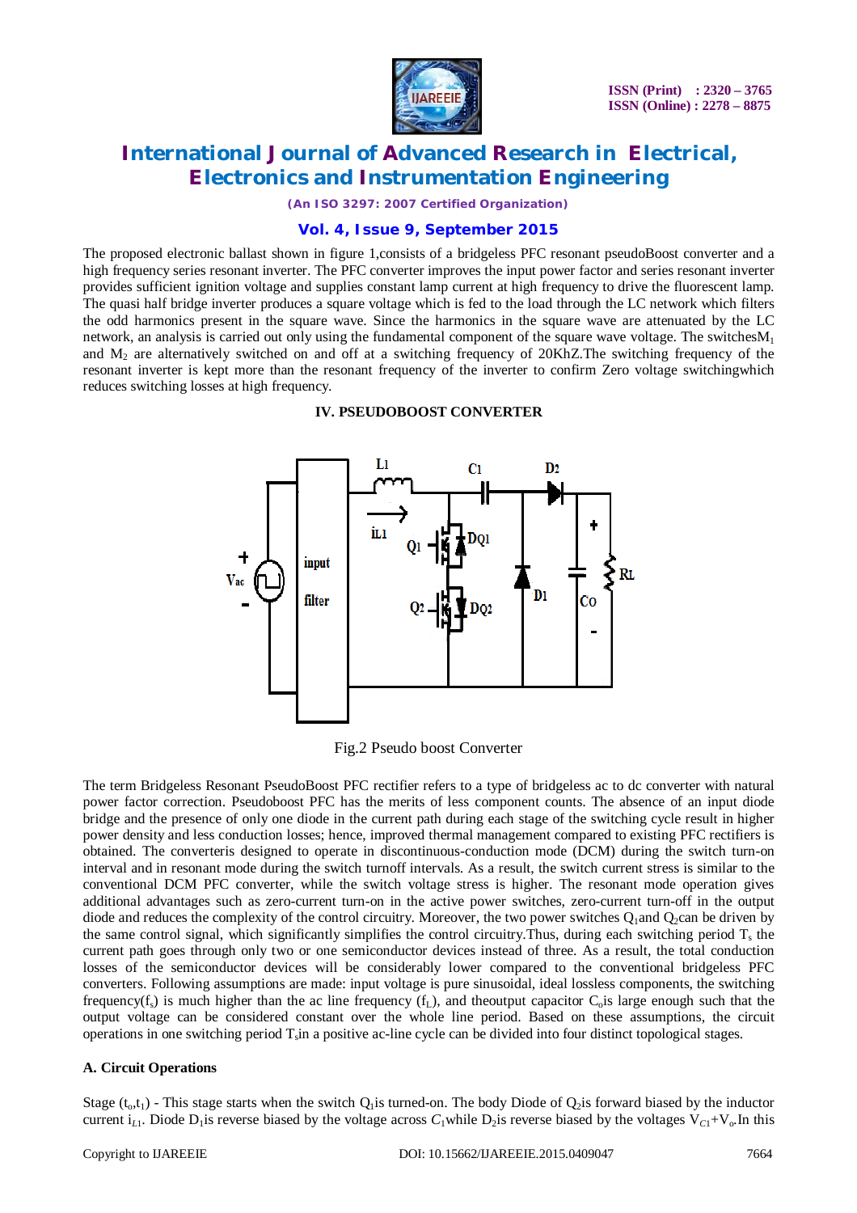The proposed electronic ballast shown in figure 1,consists of a bridgeless PFC resonant pseudoBoost converter and a high frequency series resonant inverter. The PFC converter improves the input power factor and series resonant inverter provides sufficient ignition voltage and supplies constant lamp current at high frequency to drive the fluorescent lamp. The quasi half bridge inverter produces a square voltage which is fed to the load through the LC network which filters the odd harmonics present in the square wave. Since the harmonics in the square wave are attenuated by the LC network, an analysis is carried out only using the fundamental component of the square wave voltage. The switches$M_1$ and $M_2$ are alternatively switched on and off at a switching frequency of 20KhZ.The switching frequency of the resonant inverter is kept more than the resonant frequency of the inverter to confirm Zero voltage switchingwhich reduces switching losses at high frequency.

## IV. PSEUDOBOOST CONVERTER

Fig.2 Pseudo boost Converter

The term Bridgeless Resonant PseudoBoost PFC rectifier refers to a type of bridgeless ac to dc converter with natural power factor correction. Pseudoboost PFC has the merits of less component counts. The absence of an input diode bridge and the presence of only one diode in the current path during each stage of the switching cycle result in higher power density and less conduction losses; hence, improved thermal management compared to existing PFC rectifiers is obtained. The converteris designed to operate in discontinuous-conduction mode (DCM) during the switch turn-on interval and in resonant mode during the switch turnoff intervals. As a result, the switch current stress is similar to the conventional DCM PFC converter, while the switch voltage stress is higher. The resonant mode operation gives additional advantages such as zero-current turn-on in the active power switches, zero-current turn-off in the output diode and reduces the complexity of the control circuitry. Moreover, the two power switches $Q_1$and $Q_2$can be driven by the same control signal, which significantly simplifies the control circuitry.Thus, during each switching period $T_s$ the current path goes through only two or one semiconductor devices instead of three. As a result, the total conduction losses of the semiconductor devices will be considerably lower compared to the conventional bridgeless PFC converters. Following assumptions are made: input voltage is pure sinusoidal, ideal lossless components, the switching frequency($f_s$) is much higher than the ac line frequency ($f_L$), and theoutput capacitor $C_o$is large enough such that the output voltage can be considered constant over the whole line period. Based on these assumptions, the circuit operations in one switching period $T_s$in a positive ac-line cycle can be divided into four distinct topological stages.

### A. Circuit Operations

Stage ($t_o$,$t_1$) - This stage starts when the switch $Q_1$is turned-on. The body Diode of $Q_2$is forward biased by the inductor current $i_{L1}$. Diode $D_1$is reverse biased by the voltage across $C_1$while $D_2$is reverse biased by the voltages $V_{C1}$+$V_o$.In this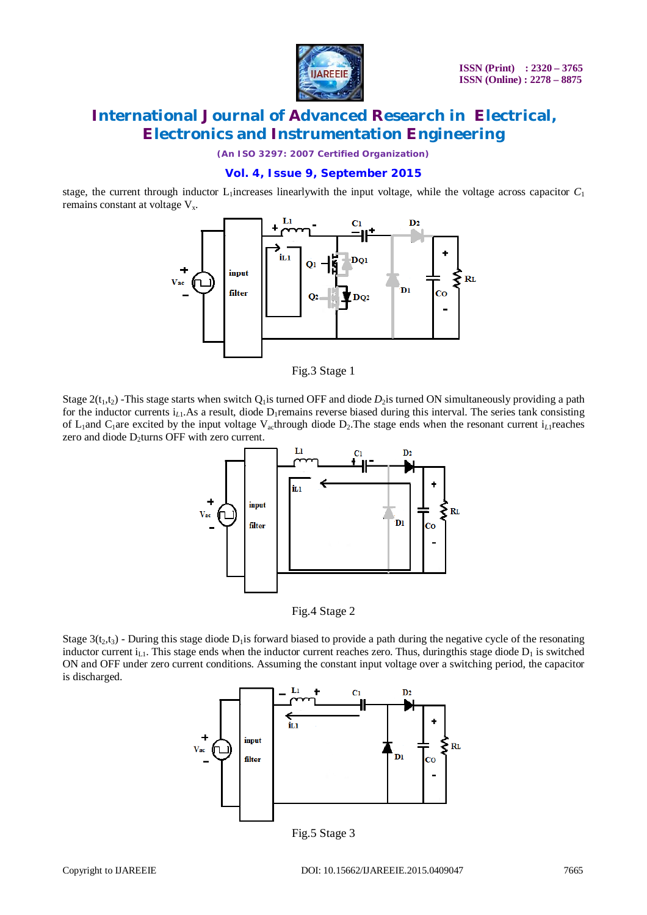stage, the current through inductor $L_1$increases linearlywith the input voltage, while the voltage across capacitor $C_1$ remains constant at voltage $V_x$.

Fig.3 Stage 1

Stage 2($t_1$,$t_2$) -This stage starts when switch $Q_1$is turned OFF and diode $D_2$is turned ON simultaneously providing a path for the inductor currents $i_{L1}$.As a result, diode $D_1$remains reverse biased during this interval. The series tank consisting of $L_1$and $C_1$are excited by the input voltage $V_{ac}$through diode $D_2$.The stage ends when the resonant current $i_{L1}$reaches zero and diode $D_2$turns OFF with zero current.

Fig.4 Stage 2

Stage 3($t_2$,$t_3$) - During this stage diode $D_1$is forward biased to provide a path during the negative cycle of the resonating inductor current $i_{L1}$. This stage ends when the inductor current reaches zero. Thus, duringthis stage diode $D_1$ is switched ON and OFF under zero current conditions. Assuming the constant input voltage over a switching period, the capacitor is discharged.

Fig.5 Stage 3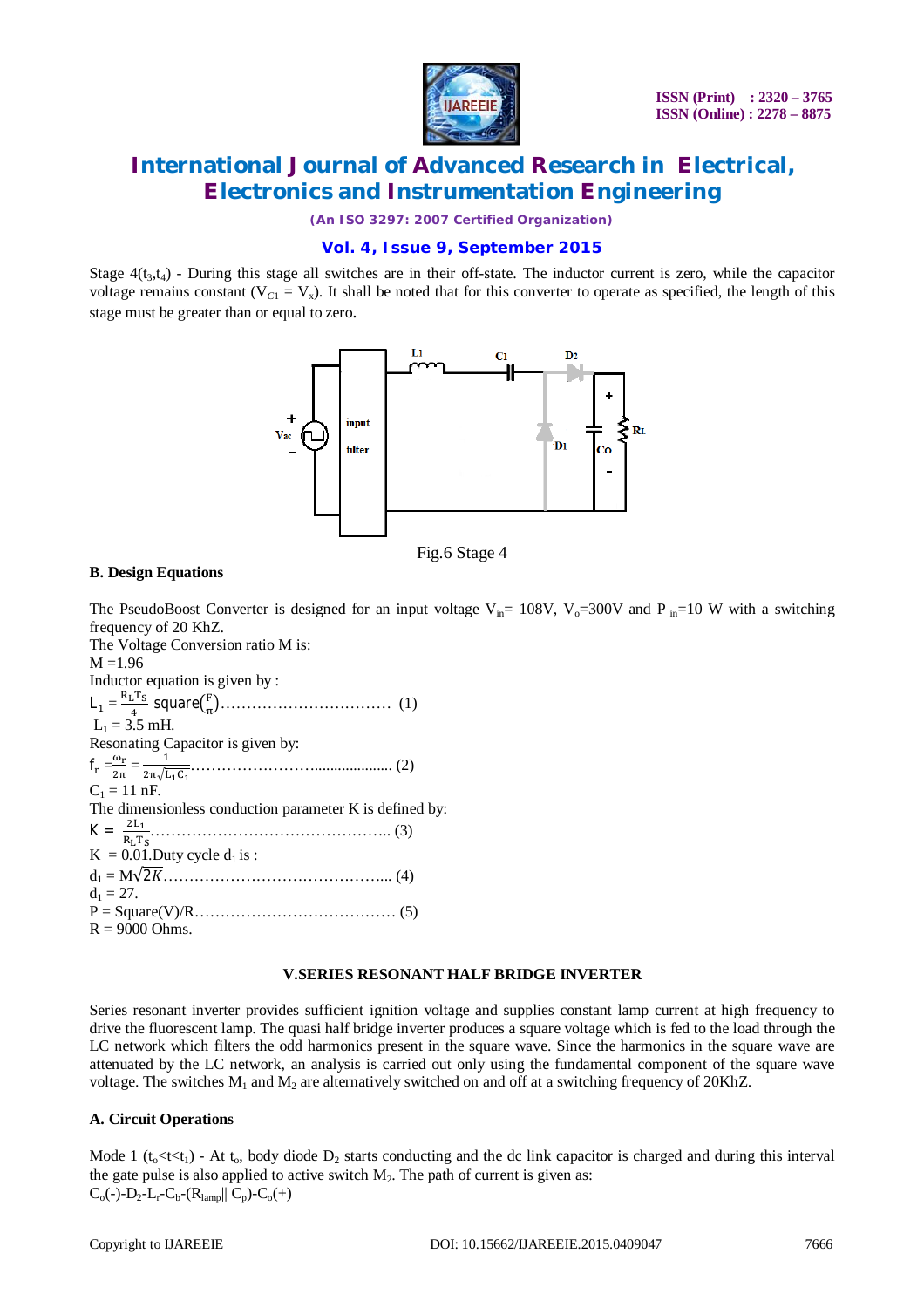Stage 4($t_3$,$t_4$) - During this stage all switches are in their off-state. The inductor current is zero, while the capacitor voltage remains constant ($V_{C1}$ = $V_x$). It shall be noted that for this converter to operate as specified, the length of this stage must be greater than or equal to zero.

Fig.6 Stage 4

### B. Design Equations

The PseudoBoost Converter is designed for an input voltage $V_{in}$= 108V, $V_o$=300V and $P_{in}$=10 W with a switching frequency of 20 KhZ.

The Voltage Conversion ratio M is:

M =1.96

Inductor equation is given by :

$L_1 = \frac{R_L T_S}{4}$ square$\left(\frac{F}{\pi}\right)$……………………………… (1)

$L_1$ = 3.5 mH.

Resonating Capacitor is given by:

$f_r = \frac{\omega_r}{2\pi} = \frac{1}{2\pi\sqrt{L_1 C_1}}$……………………................... (2)

$C_1$ = 11 nF.

The dimensionless conduction parameter K is defined by:

$K = \frac{2L_1}{R_L T_S}$……………………………………….. (3)

K = 0.01.Duty cycle $d_1$ is :

$d_1 = M\sqrt{2K}$……………………………………... (4)

$d_1$ = 27.

P = Square(V)/R………………………………… (5)

R = 9000 Ohms.

## V.SERIES RESONANT HALF BRIDGE INVERTER

Series resonant inverter provides sufficient ignition voltage and supplies constant lamp current at high frequency to drive the fluorescent lamp. The quasi half bridge inverter produces a square voltage which is fed to the load through the LC network which filters the odd harmonics present in the square wave. Since the harmonics in the square wave are attenuated by the LC network, an analysis is carried out only using the fundamental component of the square wave voltage. The switches $M_1$ and $M_2$ are alternatively switched on and off at a switching frequency of 20KhZ.

### A. Circuit Operations

Mode 1 ($t_o$<t<$t_1$) - At $t_o$, body diode $D_2$ starts conducting and the dc link capacitor is charged and during this interval the gate pulse is also applied to active switch $M_2$. The path of current is given as:

$C_o$(-)-$D_2$-$L_r$-$C_b$-($R_{lamp}$|| $C_p$)-$C_o$(+)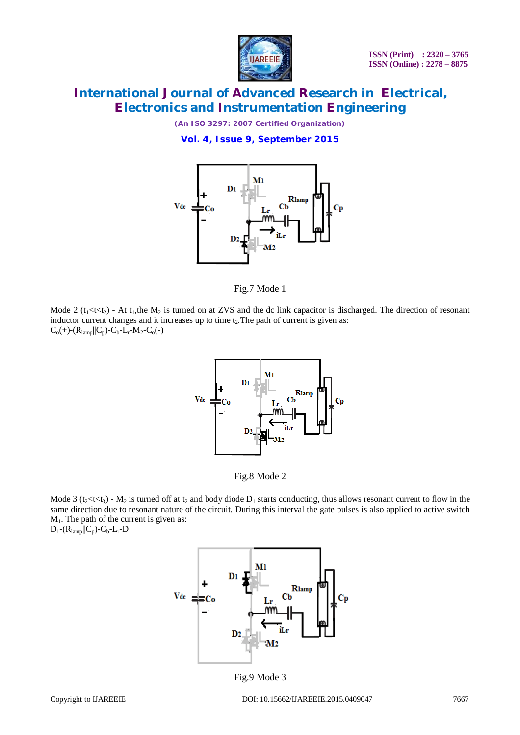Fig.7 Mode 1

Mode 2 ($t_1<t<t_2$) - At $t_1$,the $M_2$ is turned on at ZVS and the dc link capacitor is discharged. The direction of resonant inductor current changes and it increases up to time $t_2$.The path of current is given as:
$C_o(+)$-($R_{lamp}||C_p$)-$C_b$-$L_r$-$M_2$-$C_o(-)$

Fig.8 Mode 2

Mode 3 ($t_2<t<t_3$) - $M_2$ is turned off at $t_2$ and body diode $D_1$ starts conducting, thus allows resonant current to flow in the same direction due to resonant nature of the circuit. During this interval the gate pulses is also applied to active switch $M_1$. The path of the current is given as:
$D_1$-($R_{lamp}||C_p$)-$C_b$-$L_r$-$D_1$

Fig.9 Mode 3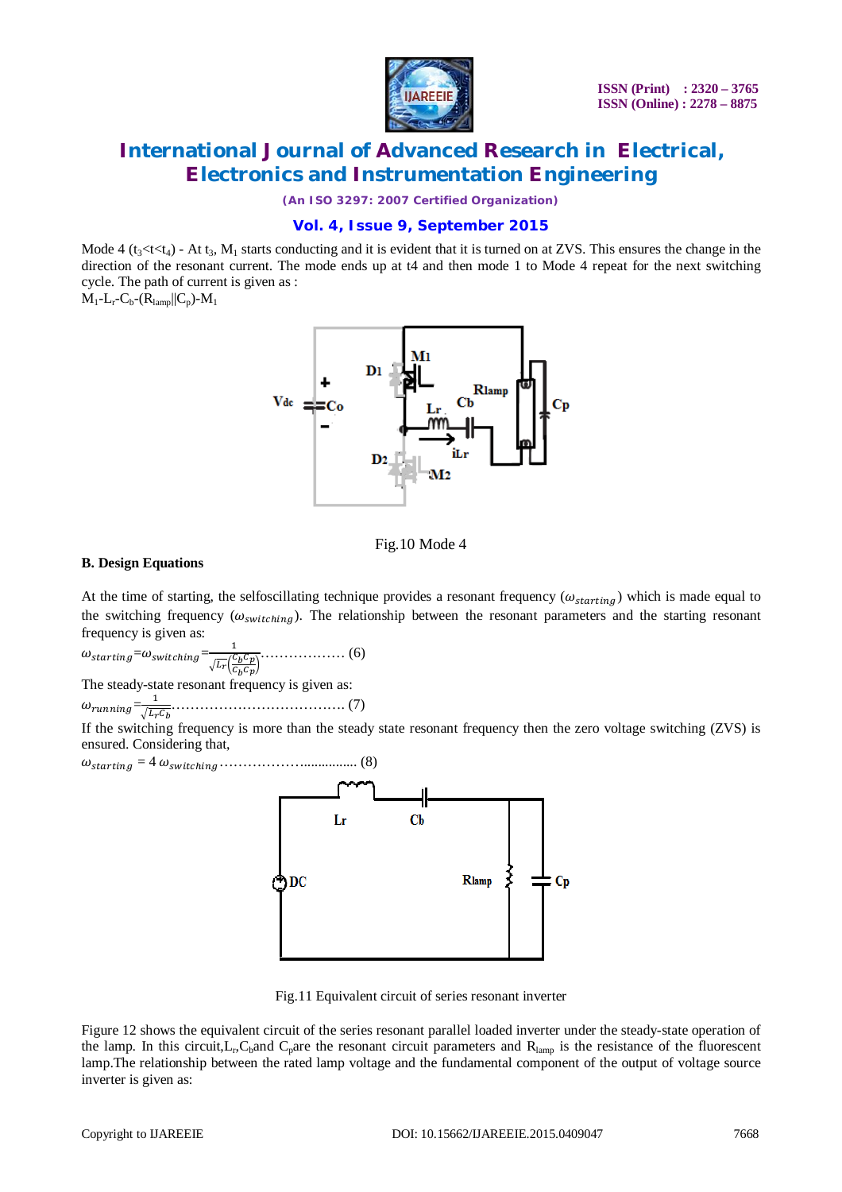Mode 4 ($t_3$<t<$t_4$) - At $t_3$, $M_1$ starts conducting and it is evident that it is turned on at ZVS. This ensures the change in the direction of the resonant current. The mode ends up at t4 and then mode 1 to Mode 4 repeat for the next switching cycle. The path of current is given as :

$M_1$-$L_r$-$C_b$-($R_{lamp}$||$C_p$)-$M_1$

Fig.10 Mode 4

**B. Design Equations**

At the time of starting, the selfoscillating technique provides a resonant frequency ($\omega_{starting}$) which is made equal to the switching frequency ($\omega_{switching}$). The relationship between the resonant parameters and the starting resonant frequency is given as:

$$\omega_{starting}=\omega_{switching}=\frac{1}{\sqrt{L_r\left(\frac{C_bC_p}{C_bC_p}\right)}} \quad (6)$$

The steady-state resonant frequency is given as:

$$\omega_{running}=\frac{1}{\sqrt{L_rC_b}} \quad (7)$$

If the switching frequency is more than the steady state resonant frequency then the zero voltage switching (ZVS) is ensured. Considering that,

$$\omega_{starting} = 4\,\omega_{switching} \quad (8)$$

Fig.11 Equivalent circuit of series resonant inverter

Figure 12 shows the equivalent circuit of the series resonant parallel loaded inverter under the steady-state operation of the lamp. In this circuit,$L_r$,$C_b$and $C_p$are the resonant circuit parameters and $R_{lamp}$ is the resistance of the fluorescent lamp.The relationship between the rated lamp voltage and the fundamental component of the output of voltage source inverter is given as: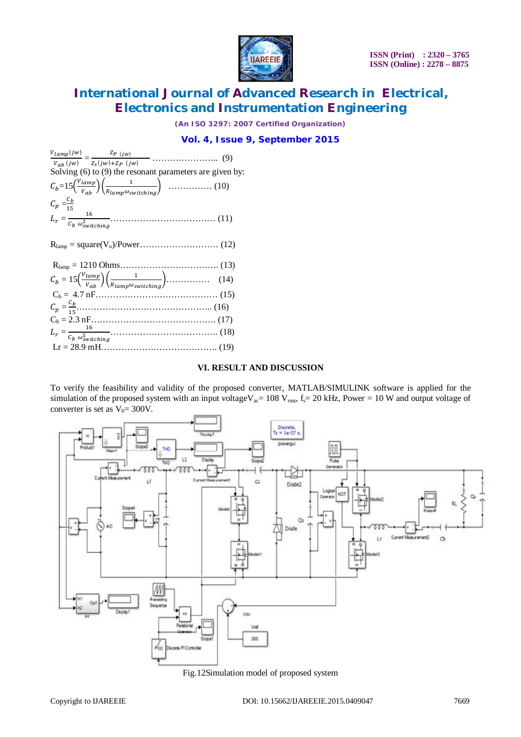$$\frac{V_{lamp}(jw)}{V_{ab}(jw)} = \frac{Z_P(jw)}{Z_S(jw)+Z_P(jw)} \quad \text{.......................... (9)}$$

Solving (6) to (9) the resonant parameters are given by:

$$C_b = 15\left(\frac{V_{lamp}}{V_{ab}}\right)\left(\frac{1}{R_{lamp}\omega_{switching}}\right) \quad \text{............... (10)}$$

$$C_p = \frac{C_b}{15}$$

$$L_r = \frac{16}{C_b\,\omega_{switching}^2} \quad \text{.................................... (11)}$$

$R_{lamp}$ = square($V_o$)/Power........................... (12)

$R_{lamp}$ = 1210 Ohms................................. (13)

$$C_b = 15\left(\frac{V_{lamp}}{V_{ab}}\right)\left(\frac{1}{R_{lamp}\omega_{switching}}\right) \quad \text{.............. (14)}$$

$C_b$ = 4.7 nF......................................... (15)

$$C_p = \frac{C_b}{15} \quad \text{.............................................. (16)}$$

$C_b$ = 2.3 nF.......................................... (17)

$$L_r = \frac{16}{C_b\,\omega_{switching}^2} \quad \text{.................................. (18)}$$

Lr = 28.9 mH....................................... (19)

## VI. RESULT AND DISCUSSION

To verify the feasibility and validity of the proposed converter, MATLAB/SIMULINK software is applied for the simulation of the proposed system with an input voltage $V_{ac}$= 108 $V_{rms}$, $f_s$= 20 kHz, Power = 10 W and output voltage of converter is set as $V_0$= 300V.

Fig.12Simulation model of proposed system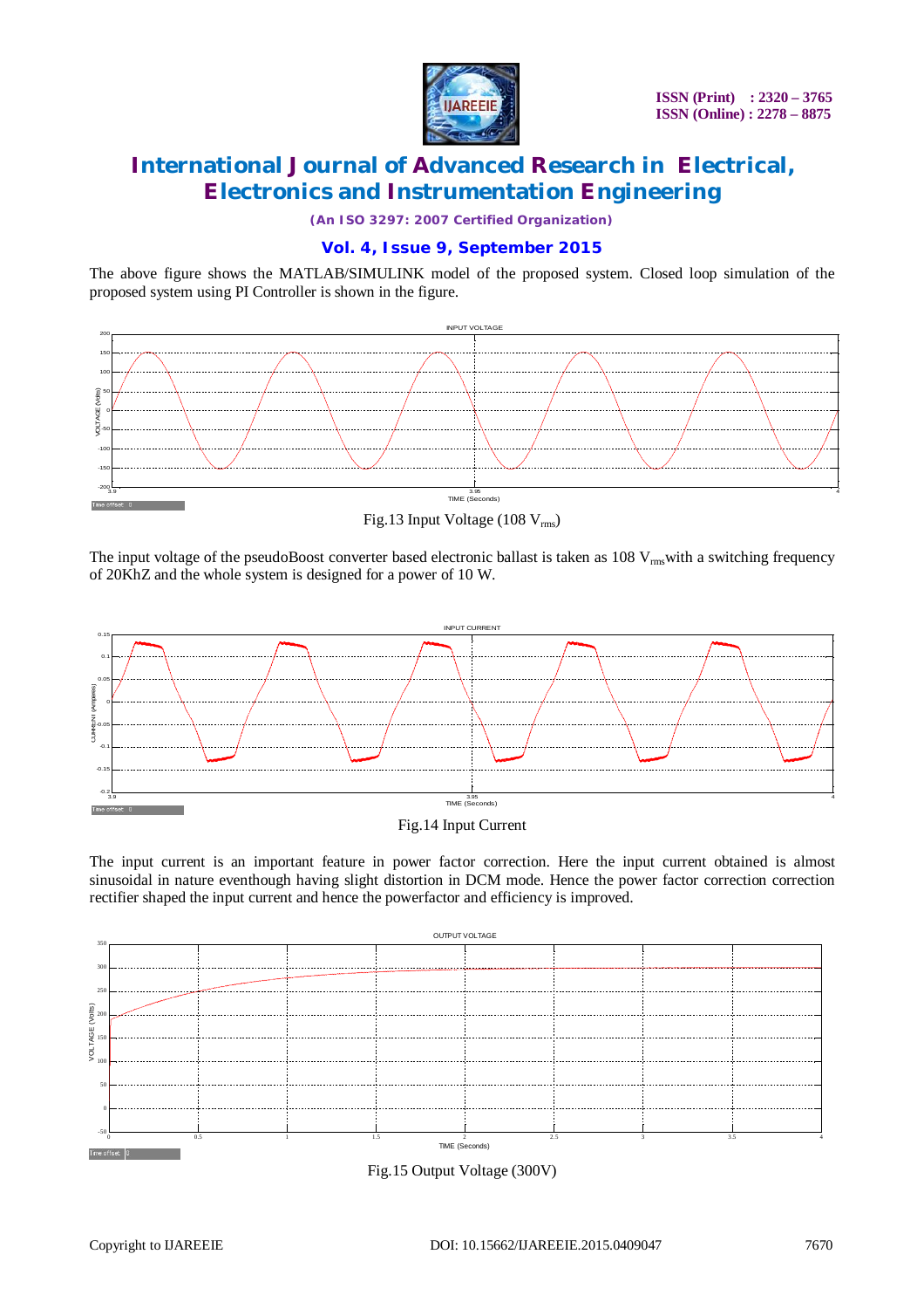The above figure shows the MATLAB/SIMULINK model of the proposed system. Closed loop simulation of the proposed system using PI Controller is shown in the figure.

Fig.13 Input Voltage (108 $V_{rms}$)

The input voltage of the pseudoBoost converter based electronic ballast is taken as 108 $V_{rms}$with a switching frequency of 20KhZ and the whole system is designed for a power of 10 W.

Fig.14 Input Current

The input current is an important feature in power factor correction. Here the input current obtained is almost sinusoidal in nature eventhough having slight distortion in DCM mode. Hence the power factor correction correction rectifier shaped the input current and hence the powerfactor and efficiency is improved.

Fig.15 Output Voltage (300V)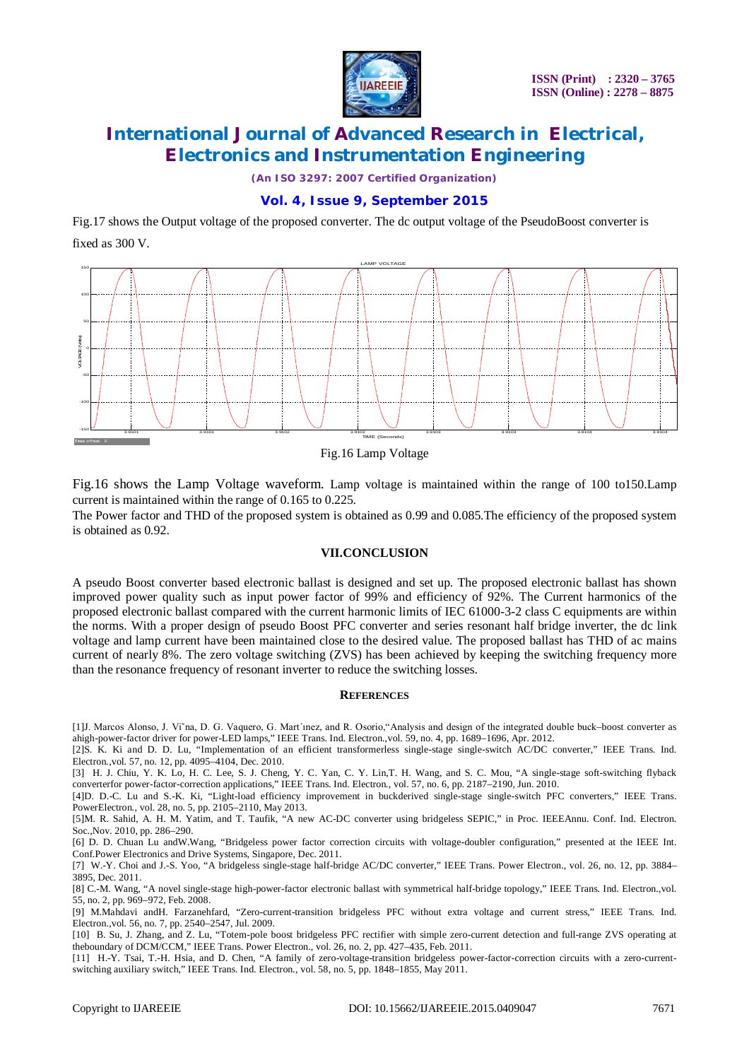Fig.17 shows the Output voltage of the proposed converter. The dc output voltage of the PseudoBoost converter is fixed as 300 V.

Fig.16 Lamp Voltage

Fig.16 shows the Lamp Voltage waveform. Lamp voltage is maintained within the range of 100 to150.Lamp current is maintained within the range of 0.165 to 0.225.

The Power factor and THD of the proposed system is obtained as 0.99 and 0.085.The efficiency of the proposed system is obtained as 0.92.

## VII.CONCLUSION

A pseudo Boost converter based electronic ballast is designed and set up. The proposed electronic ballast has shown improved power quality such as input power factor of 99% and efficiency of 92%. The Current harmonics of the proposed electronic ballast compared with the current harmonic limits of IEC 61000-3-2 class C equipments are within the norms. With a proper design of pseudo Boost PFC converter and series resonant half bridge inverter, the dc link voltage and lamp current have been maintained close to the desired value. The proposed ballast has THD of ac mains current of nearly 8%. The zero voltage switching (ZVS) has been achieved by keeping the switching frequency more than the resonance frequency of resonant inverter to reduce the switching losses.

## REFERENCES

[1]J. Marcos Alonso, J. Vi˜na, D. G. Vaquero, G. Mart´ınez, and R. Osorio,"Analysis and design of the integrated double buck–boost converter as ahigh-power-factor driver for power-LED lamps," IEEE Trans. Ind. Electron.,vol. 59, no. 4, pp. 1689–1696, Apr. 2012.

[2]S. K. Ki and D. D. Lu, "Implementation of an efficient transformerless single-stage single-switch AC/DC converter," IEEE Trans. Ind. Electron.,vol. 57, no. 12, pp. 4095–4104, Dec. 2010.

[3] H. J. Chiu, Y. K. Lo, H. C. Lee, S. J. Cheng, Y. C. Yan, C. Y. Lin,T. H. Wang, and S. C. Mou, "A single-stage soft-switching flyback converterfor power-factor-correction applications," IEEE Trans. Ind. Electron., vol. 57, no. 6, pp. 2187–2190, Jun. 2010.

[4]D. D.-C. Lu and S.-K. Ki, "Light-load efficiency improvement in buckderived single-stage single-switch PFC converters," IEEE Trans. PowerElectron., vol. 28, no. 5, pp. 2105–2110, May 2013.

[5]M. R. Sahid, A. H. M. Yatim, and T. Taufik, "A new AC-DC converter using bridgeless SEPIC," in Proc. IEEEAnnu. Conf. Ind. Electron. Soc.,Nov. 2010, pp. 286–290.

[6] D. D. Chuan Lu andW.Wang, "Bridgeless power factor correction circuits with voltage-doubler configuration," presented at the IEEE Int. Conf.Power Electronics and Drive Systems, Singapore, Dec. 2011.

[7] W.-Y. Choi and J.-S. Yoo, "A bridgeless single-stage half-bridge AC/DC converter," IEEE Trans. Power Electron., vol. 26, no. 12, pp. 3884–3895, Dec. 2011.

[8] C.-M. Wang, "A novel single-stage high-power-factor electronic ballast with symmetrical half-bridge topology," IEEE Trans. Ind. Electron.,vol. 55, no. 2, pp. 969–972, Feb. 2008.

[9] M.Mahdavi andH. Farzanehfard, "Zero-current-transition bridgeless PFC without extra voltage and current stress," IEEE Trans. Ind. Electron.,vol. 56, no. 7, pp. 2540–2547, Jul. 2009.

[10] B. Su, J. Zhang, and Z. Lu, "Totem-pole boost bridgeless PFC rectifier with simple zero-current detection and full-range ZVS operating at theboundary of DCM/CCM," IEEE Trans. Power Electron., vol. 26, no. 2, pp. 427–435, Feb. 2011.

[11] H.-Y. Tsai, T.-H. Hsia, and D. Chen, "A family of zero-voltage-transition bridgeless power-factor-correction circuits with a zero-current-switching auxiliary switch," IEEE Trans. Ind. Electron., vol. 58, no. 5, pp. 1848–1855, May 2011.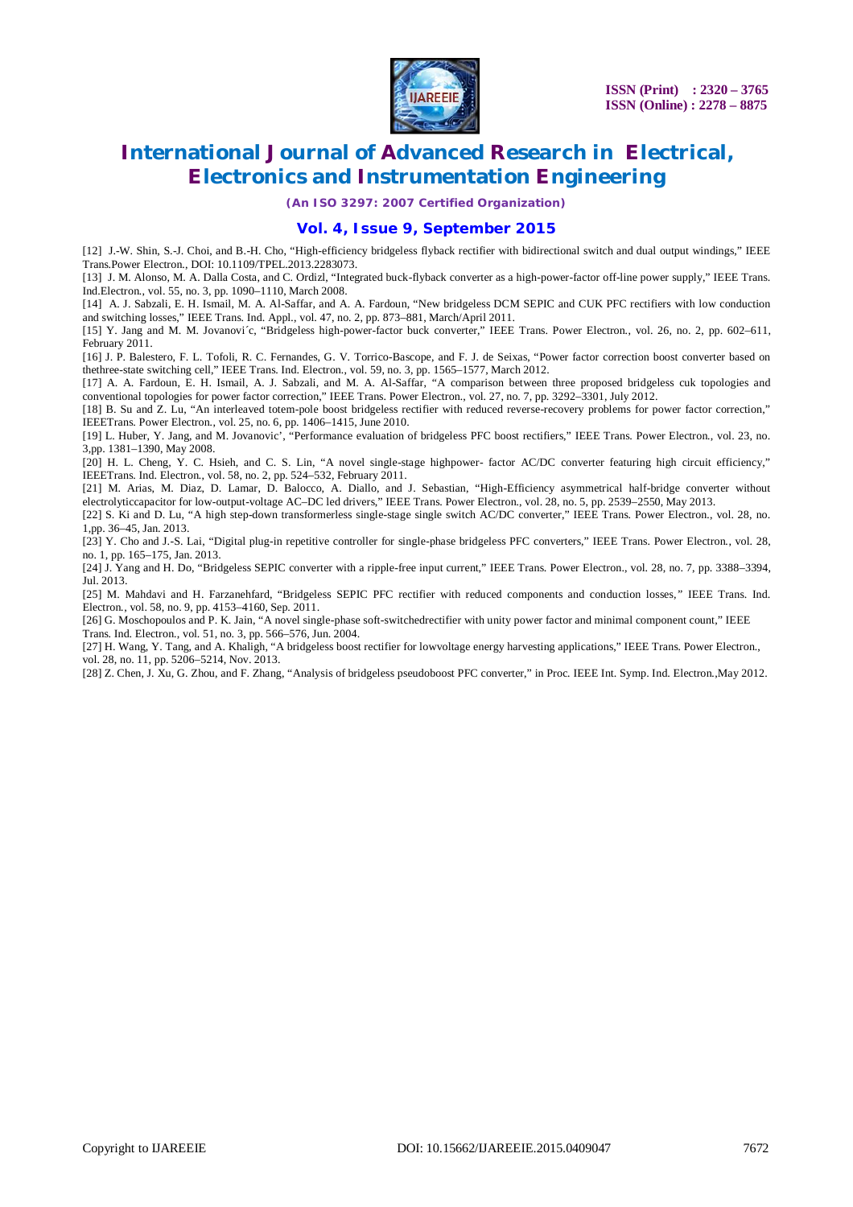[12] J.-W. Shin, S.-J. Choi, and B.-H. Cho, "High-efficiency bridgeless flyback rectifier with bidirectional switch and dual output windings," IEEE Trans.Power Electron., DOI: 10.1109/TPEL.2013.2283073.

[13] J. M. Alonso, M. A. Dalla Costa, and C. Ordizl, "Integrated buck-flyback converter as a high-power-factor off-line power supply," IEEE Trans. Ind.Electron., vol. 55, no. 3, pp. 1090–1110, March 2008.

[14] A. J. Sabzali, E. H. Ismail, M. A. Al-Saffar, and A. A. Fardoun, "New bridgeless DCM SEPIC and CUK PFC rectifiers with low conduction and switching losses," IEEE Trans. Ind. Appl., vol. 47, no. 2, pp. 873–881, March/April 2011.

[15] Y. Jang and M. M. Jovanovi´c, "Bridgeless high-power-factor buck converter," IEEE Trans. Power Electron., vol. 26, no. 2, pp. 602–611, February 2011.

[16] J. P. Balestero, F. L. Tofoli, R. C. Fernandes, G. V. Torrico-Bascope, and F. J. de Seixas, "Power factor correction boost converter based on thethree-state switching cell," IEEE Trans. Ind. Electron., vol. 59, no. 3, pp. 1565–1577, March 2012.

[17] A. A. Fardoun, E. H. Ismail, A. J. Sabzali, and M. A. Al-Saffar, "A comparison between three proposed bridgeless cuk topologies and conventional topologies for power factor correction," IEEE Trans. Power Electron., vol. 27, no. 7, pp. 3292–3301, July 2012.

[18] B. Su and Z. Lu, "An interleaved totem-pole boost bridgeless rectifier with reduced reverse-recovery problems for power factor correction," IEEETrans. Power Electron., vol. 25, no. 6, pp. 1406–1415, June 2010.

[19] L. Huber, Y. Jang, and M. Jovanovic', "Performance evaluation of bridgeless PFC boost rectifiers," IEEE Trans. Power Electron., vol. 23, no. 3,pp. 1381–1390, May 2008.

[20] H. L. Cheng, Y. C. Hsieh, and C. S. Lin, "A novel single-stage highpower- factor AC/DC converter featuring high circuit efficiency," IEEETrans. Ind. Electron., vol. 58, no. 2, pp. 524–532, February 2011.

[21] M. Arias, M. Diaz, D. Lamar, D. Balocco, A. Diallo, and J. Sebastian, "High-Efficiency asymmetrical half-bridge converter without electrolyticcapacitor for low-output-voltage AC–DC led drivers," IEEE Trans. Power Electron., vol. 28, no. 5, pp. 2539–2550, May 2013.

[22] S. Ki and D. Lu, "A high step-down transformerless single-stage single switch AC/DC converter," IEEE Trans. Power Electron., vol. 28, no. 1,pp. 36–45, Jan. 2013.

[23] Y. Cho and J.-S. Lai, "Digital plug-in repetitive controller for single-phase bridgeless PFC converters," IEEE Trans. Power Electron., vol. 28, no. 1, pp. 165–175, Jan. 2013.

[24] J. Yang and H. Do, "Bridgeless SEPIC converter with a ripple-free input current," IEEE Trans. Power Electron., vol. 28, no. 7, pp. 3388–3394, Jul. 2013.

[25] M. Mahdavi and H. Farzanehfard, "Bridgeless SEPIC PFC rectifier with reduced components and conduction losses," IEEE Trans. Ind. Electron., vol. 58, no. 9, pp. 4153–4160, Sep. 2011.

[26] G. Moschopoulos and P. K. Jain, "A novel single-phase soft-switchedrectifier with unity power factor and minimal component count," IEEE Trans. Ind. Electron., vol. 51, no. 3, pp. 566–576, Jun. 2004.

[27] H. Wang, Y. Tang, and A. Khaligh, "A bridgeless boost rectifier for lowvoltage energy harvesting applications," IEEE Trans. Power Electron., vol. 28, no. 11, pp. 5206–5214, Nov. 2013.

[28] Z. Chen, J. Xu, G. Zhou, and F. Zhang, "Analysis of bridgeless pseudoboost PFC converter," in Proc. IEEE Int. Symp. Ind. Electron.,May 2012.